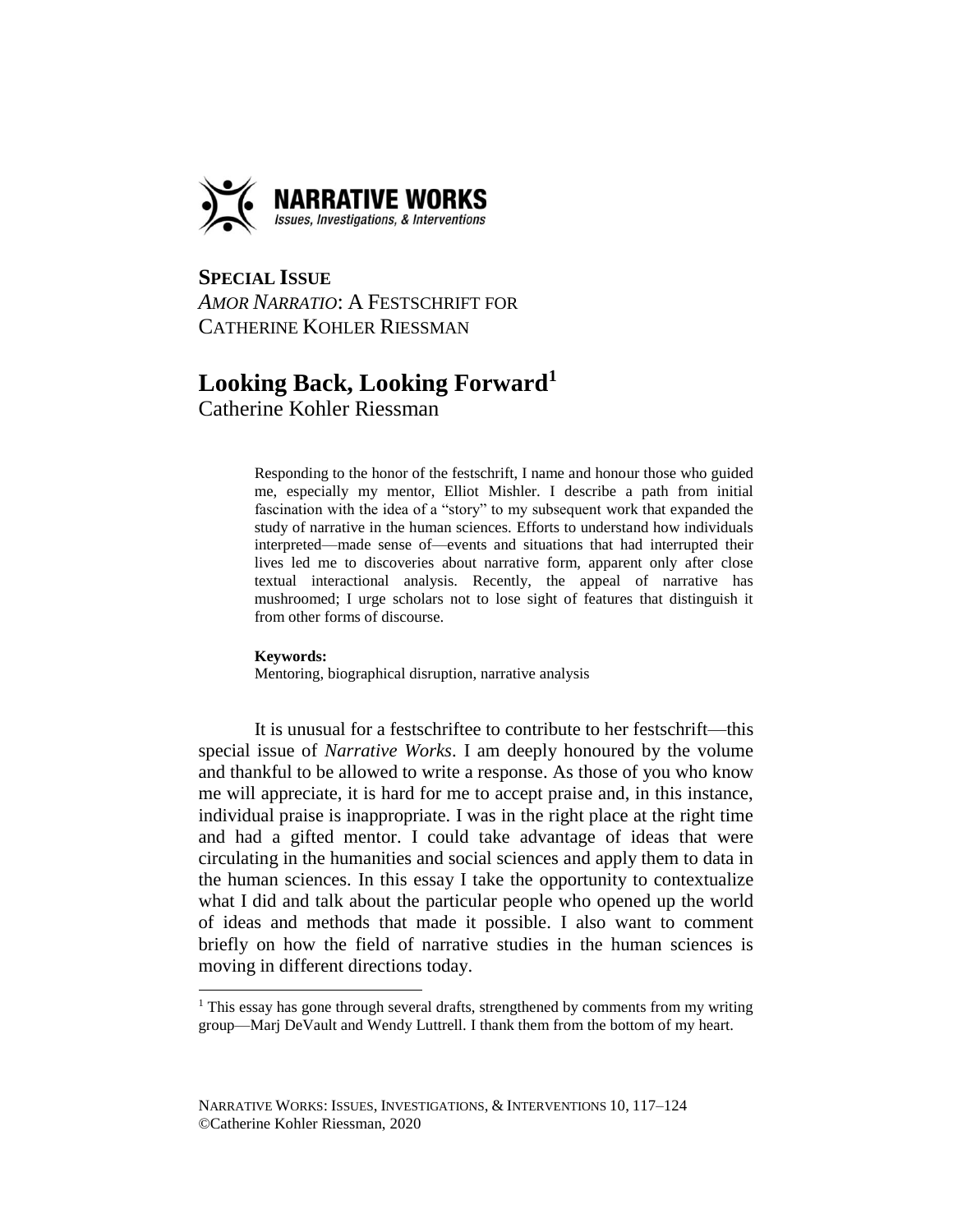**NARRATIVE WORKS**
*Issues, Investigations, & Interventions*

**SPECIAL ISSUE**
*AMOR NARRATIO*: A FESTSCHRIFT FOR CATHERINE KOHLER RIESSMAN

# Looking Back, Looking Forward[1]

Catherine Kohler Riessman

> Responding to the honor of the festschrift, I name and honour those who guided me, especially my mentor, Elliot Mishler. I describe a path from initial fascination with the idea of a "story" to my subsequent work that expanded the study of narrative in the human sciences. Efforts to understand how individuals interpreted—made sense of—events and situations that had interrupted their lives led me to discoveries about narrative form, apparent only after close textual interactional analysis. Recently, the appeal of narrative has mushroomed; I urge scholars not to lose sight of features that distinguish it from other forms of discourse.
>
> **Keywords:**
> Mentoring, biographical disruption, narrative analysis

It is unusual for a festschriftee to contribute to her festschrift—this special issue of *Narrative Works*. I am deeply honoured by the volume and thankful to be allowed to write a response. As those of you who know me will appreciate, it is hard for me to accept praise and, in this instance, individual praise is inappropriate. I was in the right place at the right time and had a gifted mentor. I could take advantage of ideas that were circulating in the humanities and social sciences and apply them to data in the human sciences. In this essay I take the opportunity to contextualize what I did and talk about the particular people who opened up the world of ideas and methods that made it possible. I also want to comment briefly on how the field of narrative studies in the human sciences is moving in different directions today.

[1] This essay has gone through several drafts, strengthened by comments from my writing group—Marj DeVault and Wendy Luttrell. I thank them from the bottom of my heart.

©Catherine Kohler Riessman, 2020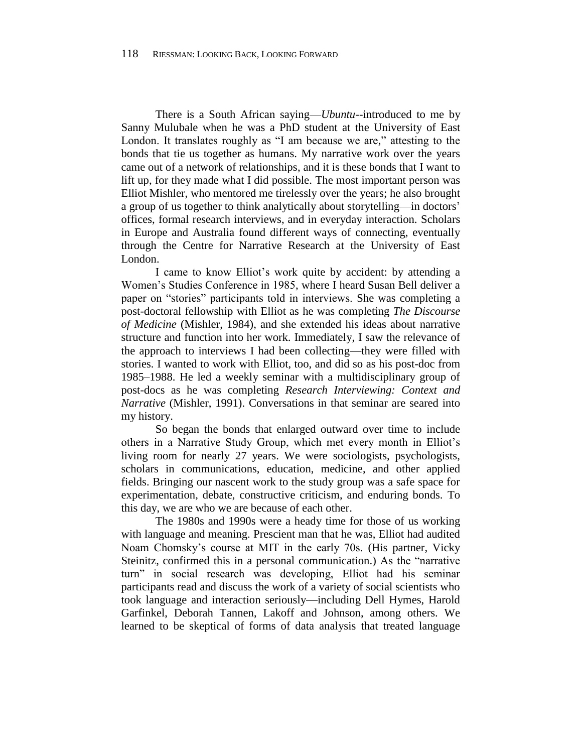There is a South African saying—*Ubuntu*--introduced to me by Sanny Mulubale when he was a PhD student at the University of East London. It translates roughly as "I am because we are," attesting to the bonds that tie us together as humans. My narrative work over the years came out of a network of relationships, and it is these bonds that I want to lift up, for they made what I did possible. The most important person was Elliot Mishler, who mentored me tirelessly over the years; he also brought a group of us together to think analytically about storytelling—in doctors' offices, formal research interviews, and in everyday interaction. Scholars in Europe and Australia found different ways of connecting, eventually through the Centre for Narrative Research at the University of East London.

I came to know Elliot's work quite by accident: by attending a Women's Studies Conference in 1985, where I heard Susan Bell deliver a paper on "stories" participants told in interviews. She was completing a post-doctoral fellowship with Elliot as he was completing *The Discourse of Medicine* (Mishler, 1984), and she extended his ideas about narrative structure and function into her work. Immediately, I saw the relevance of the approach to interviews I had been collecting—they were filled with stories. I wanted to work with Elliot, too, and did so as his post-doc from 1985–1988. He led a weekly seminar with a multidisciplinary group of post-docs as he was completing *Research Interviewing: Context and Narrative* (Mishler, 1991). Conversations in that seminar are seared into my history.

So began the bonds that enlarged outward over time to include others in a Narrative Study Group, which met every month in Elliot's living room for nearly 27 years. We were sociologists, psychologists, scholars in communications, education, medicine, and other applied fields. Bringing our nascent work to the study group was a safe space for experimentation, debate, constructive criticism, and enduring bonds. To this day, we are who we are because of each other.

The 1980s and 1990s were a heady time for those of us working with language and meaning. Prescient man that he was, Elliot had audited Noam Chomsky's course at MIT in the early 70s. (His partner, Vicky Steinitz, confirmed this in a personal communication.) As the "narrative turn" in social research was developing, Elliot had his seminar participants read and discuss the work of a variety of social scientists who took language and interaction seriously—including Dell Hymes, Harold Garfinkel, Deborah Tannen, Lakoff and Johnson, among others. We learned to be skeptical of forms of data analysis that treated language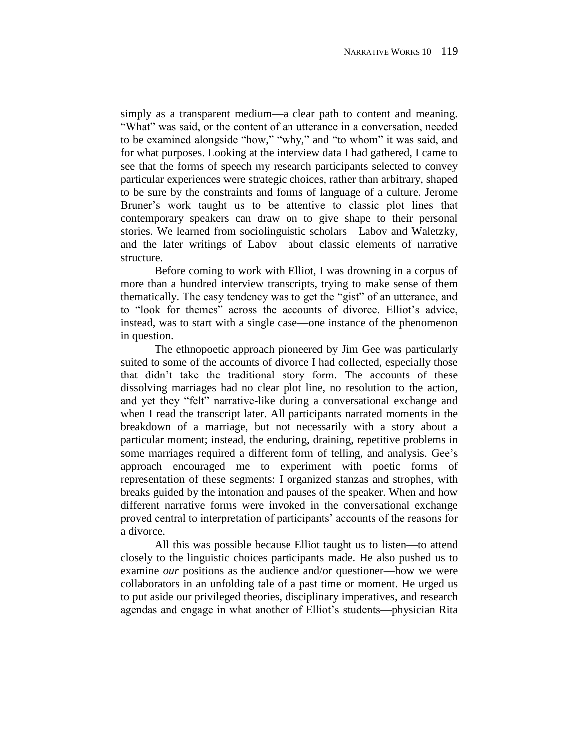simply as a transparent medium—a clear path to content and meaning. "What" was said, or the content of an utterance in a conversation, needed to be examined alongside "how," "why," and "to whom" it was said, and for what purposes. Looking at the interview data I had gathered, I came to see that the forms of speech my research participants selected to convey particular experiences were strategic choices, rather than arbitrary, shaped to be sure by the constraints and forms of language of a culture. Jerome Bruner's work taught us to be attentive to classic plot lines that contemporary speakers can draw on to give shape to their personal stories. We learned from sociolinguistic scholars—Labov and Waletzky, and the later writings of Labov—about classic elements of narrative structure.

Before coming to work with Elliot, I was drowning in a corpus of more than a hundred interview transcripts, trying to make sense of them thematically. The easy tendency was to get the "gist" of an utterance, and to "look for themes" across the accounts of divorce. Elliot's advice, instead, was to start with a single case—one instance of the phenomenon in question.

The ethnopoetic approach pioneered by Jim Gee was particularly suited to some of the accounts of divorce I had collected, especially those that didn't take the traditional story form. The accounts of these dissolving marriages had no clear plot line, no resolution to the action, and yet they "felt" narrative-like during a conversational exchange and when I read the transcript later. All participants narrated moments in the breakdown of a marriage, but not necessarily with a story about a particular moment; instead, the enduring, draining, repetitive problems in some marriages required a different form of telling, and analysis. Gee's approach encouraged me to experiment with poetic forms of representation of these segments: I organized stanzas and strophes, with breaks guided by the intonation and pauses of the speaker. When and how different narrative forms were invoked in the conversational exchange proved central to interpretation of participants' accounts of the reasons for a divorce.

All this was possible because Elliot taught us to listen—to attend closely to the linguistic choices participants made. He also pushed us to examine *our* positions as the audience and/or questioner—how we were collaborators in an unfolding tale of a past time or moment. He urged us to put aside our privileged theories, disciplinary imperatives, and research agendas and engage in what another of Elliot's students—physician Rita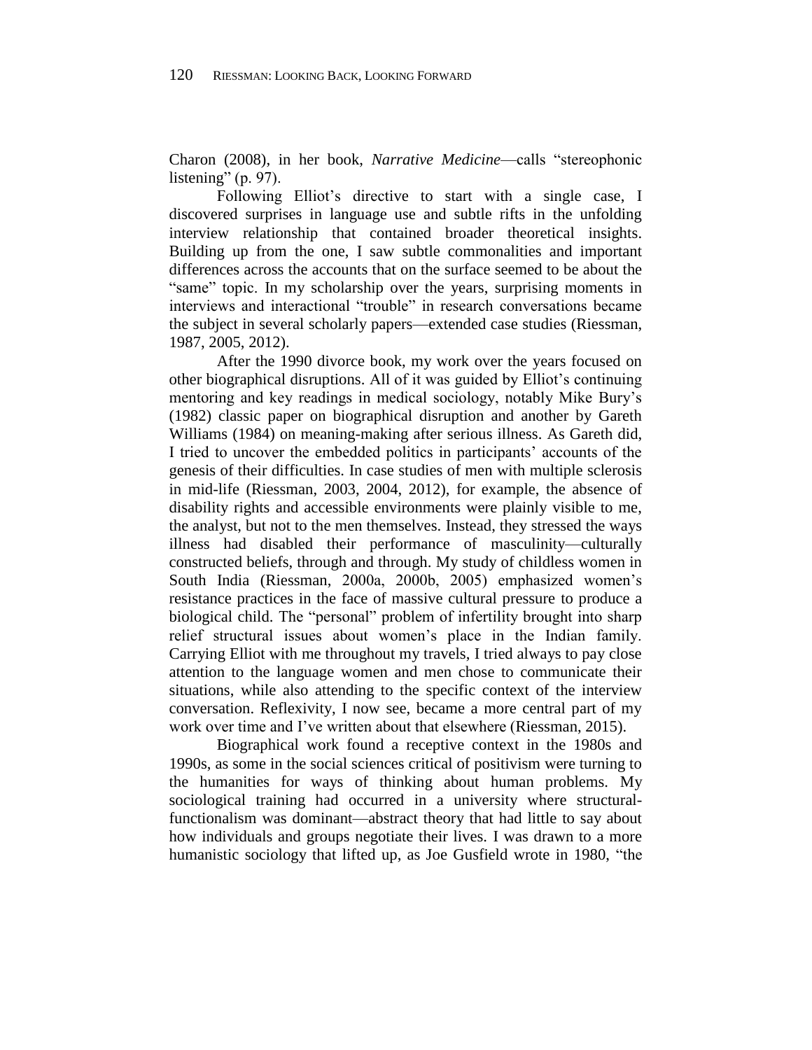Charon (2008), in her book, *Narrative Medicine*—calls "stereophonic listening" (p. 97).

Following Elliot's directive to start with a single case, I discovered surprises in language use and subtle rifts in the unfolding interview relationship that contained broader theoretical insights. Building up from the one, I saw subtle commonalities and important differences across the accounts that on the surface seemed to be about the "same" topic. In my scholarship over the years, surprising moments in interviews and interactional "trouble" in research conversations became the subject in several scholarly papers—extended case studies (Riessman, 1987, 2005, 2012).

After the 1990 divorce book, my work over the years focused on other biographical disruptions. All of it was guided by Elliot's continuing mentoring and key readings in medical sociology, notably Mike Bury's (1982) classic paper on biographical disruption and another by Gareth Williams (1984) on meaning-making after serious illness. As Gareth did, I tried to uncover the embedded politics in participants' accounts of the genesis of their difficulties. In case studies of men with multiple sclerosis in mid-life (Riessman, 2003, 2004, 2012), for example, the absence of disability rights and accessible environments were plainly visible to me, the analyst, but not to the men themselves. Instead, they stressed the ways illness had disabled their performance of masculinity—culturally constructed beliefs, through and through. My study of childless women in South India (Riessman, 2000a, 2000b, 2005) emphasized women's resistance practices in the face of massive cultural pressure to produce a biological child. The "personal" problem of infertility brought into sharp relief structural issues about women's place in the Indian family. Carrying Elliot with me throughout my travels, I tried always to pay close attention to the language women and men chose to communicate their situations, while also attending to the specific context of the interview conversation. Reflexivity, I now see, became a more central part of my work over time and I've written about that elsewhere (Riessman, 2015).

Biographical work found a receptive context in the 1980s and 1990s, as some in the social sciences critical of positivism were turning to the humanities for ways of thinking about human problems. My sociological training had occurred in a university where structural-functionalism was dominant—abstract theory that had little to say about how individuals and groups negotiate their lives. I was drawn to a more humanistic sociology that lifted up, as Joe Gusfield wrote in 1980, "the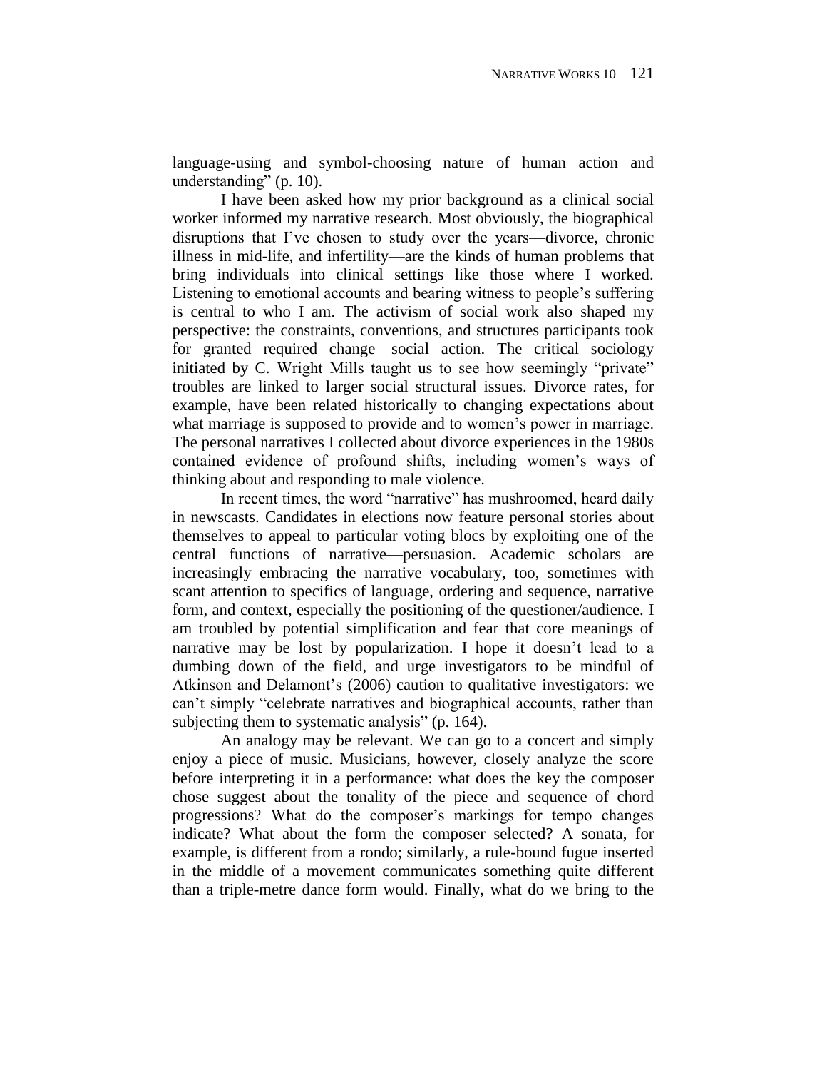language-using and symbol-choosing nature of human action and understanding" (p. 10).

I have been asked how my prior background as a clinical social worker informed my narrative research. Most obviously, the biographical disruptions that I've chosen to study over the years—divorce, chronic illness in mid-life, and infertility—are the kinds of human problems that bring individuals into clinical settings like those where I worked. Listening to emotional accounts and bearing witness to people's suffering is central to who I am. The activism of social work also shaped my perspective: the constraints, conventions, and structures participants took for granted required change—social action. The critical sociology initiated by C. Wright Mills taught us to see how seemingly "private" troubles are linked to larger social structural issues. Divorce rates, for example, have been related historically to changing expectations about what marriage is supposed to provide and to women's power in marriage. The personal narratives I collected about divorce experiences in the 1980s contained evidence of profound shifts, including women's ways of thinking about and responding to male violence.

In recent times, the word "narrative" has mushroomed, heard daily in newscasts. Candidates in elections now feature personal stories about themselves to appeal to particular voting blocs by exploiting one of the central functions of narrative—persuasion. Academic scholars are increasingly embracing the narrative vocabulary, too, sometimes with scant attention to specifics of language, ordering and sequence, narrative form, and context, especially the positioning of the questioner/audience. I am troubled by potential simplification and fear that core meanings of narrative may be lost by popularization. I hope it doesn't lead to a dumbing down of the field, and urge investigators to be mindful of Atkinson and Delamont's (2006) caution to qualitative investigators: we can't simply "celebrate narratives and biographical accounts, rather than subjecting them to systematic analysis" (p. 164).

An analogy may be relevant. We can go to a concert and simply enjoy a piece of music. Musicians, however, closely analyze the score before interpreting it in a performance: what does the key the composer chose suggest about the tonality of the piece and sequence of chord progressions? What do the composer's markings for tempo changes indicate? What about the form the composer selected? A sonata, for example, is different from a rondo; similarly, a rule-bound fugue inserted in the middle of a movement communicates something quite different than a triple-metre dance form would. Finally, what do we bring to the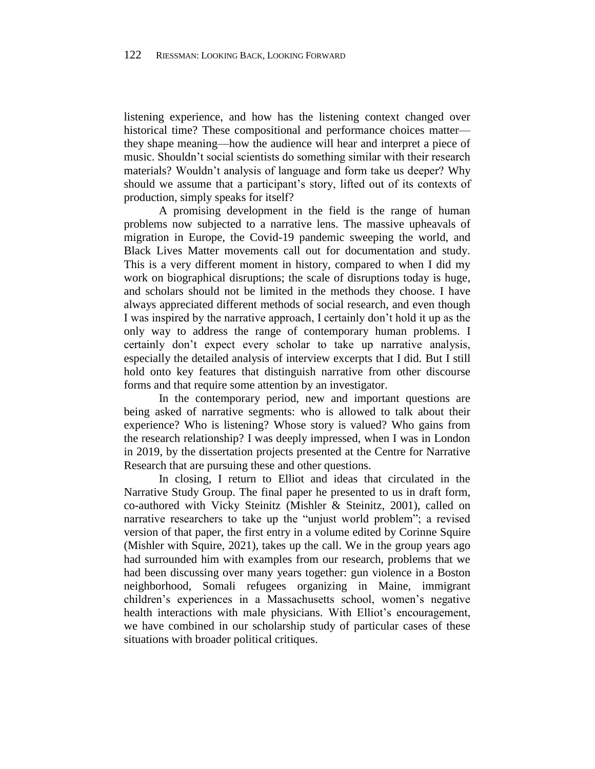listening experience, and how has the listening context changed over historical time? These compositional and performance choices matter—they shape meaning—how the audience will hear and interpret a piece of music. Shouldn't social scientists do something similar with their research materials? Wouldn't analysis of language and form take us deeper? Why should we assume that a participant's story, lifted out of its contexts of production, simply speaks for itself?

A promising development in the field is the range of human problems now subjected to a narrative lens. The massive upheavals of migration in Europe, the Covid-19 pandemic sweeping the world, and Black Lives Matter movements call out for documentation and study. This is a very different moment in history, compared to when I did my work on biographical disruptions; the scale of disruptions today is huge, and scholars should not be limited in the methods they choose. I have always appreciated different methods of social research, and even though I was inspired by the narrative approach, I certainly don't hold it up as the only way to address the range of contemporary human problems. I certainly don't expect every scholar to take up narrative analysis, especially the detailed analysis of interview excerpts that I did. But I still hold onto key features that distinguish narrative from other discourse forms and that require some attention by an investigator.

In the contemporary period, new and important questions are being asked of narrative segments: who is allowed to talk about their experience? Who is listening? Whose story is valued? Who gains from the research relationship? I was deeply impressed, when I was in London in 2019, by the dissertation projects presented at the Centre for Narrative Research that are pursuing these and other questions.

In closing, I return to Elliot and ideas that circulated in the Narrative Study Group. The final paper he presented to us in draft form, co-authored with Vicky Steinitz (Mishler & Steinitz, 2001), called on narrative researchers to take up the "unjust world problem"; a revised version of that paper, the first entry in a volume edited by Corinne Squire (Mishler with Squire, 2021), takes up the call. We in the group years ago had surrounded him with examples from our research, problems that we had been discussing over many years together: gun violence in a Boston neighborhood, Somali refugees organizing in Maine, immigrant children's experiences in a Massachusetts school, women's negative health interactions with male physicians. With Elliot's encouragement, we have combined in our scholarship study of particular cases of these situations with broader political critiques.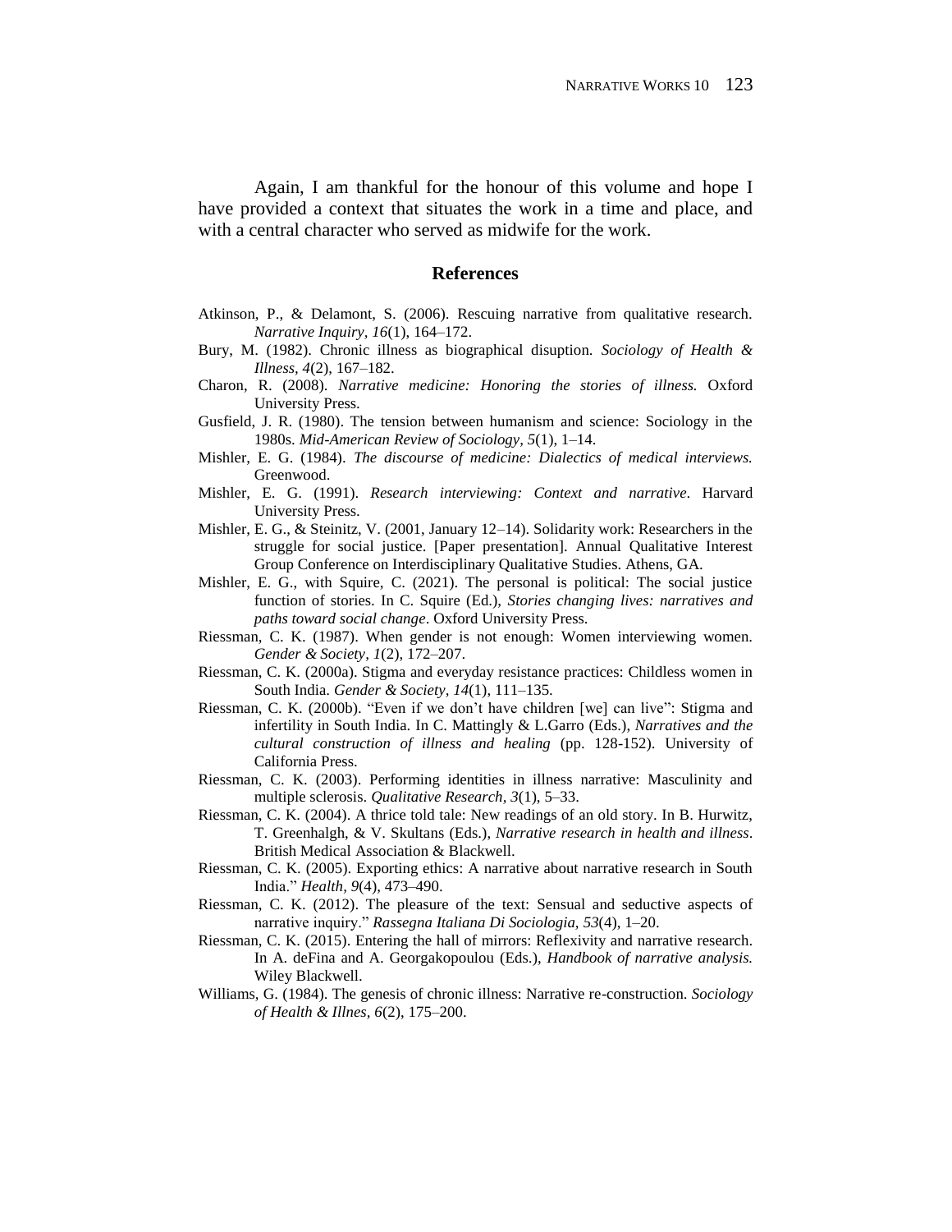Again, I am thankful for the honour of this volume and hope I have provided a context that situates the work in a time and place, and with a central character who served as midwife for the work.

## References

Atkinson, P., & Delamont, S. (2006). Rescuing narrative from qualitative research. *Narrative Inquiry, 16*(1), 164–172.

Bury, M. (1982). Chronic illness as biographical disuption. *Sociology of Health & Illness, 4*(2), 167–182.

Charon, R. (2008). *Narrative medicine: Honoring the stories of illness.* Oxford University Press.

Gusfield, J. R. (1980). The tension between humanism and science: Sociology in the 1980s. *Mid-American Review of Sociology, 5*(1), 1–14.

Mishler, E. G. (1984). *The discourse of medicine: Dialectics of medical interviews.* Greenwood.

Mishler, E. G. (1991). *Research interviewing: Context and narrative.* Harvard University Press.

Mishler, E. G., & Steinitz, V. (2001, January 12–14). Solidarity work: Researchers in the struggle for social justice. [Paper presentation]. Annual Qualitative Interest Group Conference on Interdisciplinary Qualitative Studies. Athens, GA.

Mishler, E. G., with Squire, C. (2021). The personal is political: The social justice function of stories. In C. Squire (Ed.), *Stories changing lives: narratives and paths toward social change*. Oxford University Press.

Riessman, C. K. (1987). When gender is not enough: Women interviewing women. *Gender & Society, 1*(2), 172–207.

Riessman, C. K. (2000a). Stigma and everyday resistance practices: Childless women in South India. *Gender & Society, 14*(1), 111–135.

Riessman, C. K. (2000b). "Even if we don't have children [we] can live": Stigma and infertility in South India. In C. Mattingly & L.Garro (Eds.), *Narratives and the cultural construction of illness and healing* (pp. 128-152). University of California Press.

Riessman, C. K. (2003). Performing identities in illness narrative: Masculinity and multiple sclerosis. *Qualitative Research, 3*(1), 5–33.

Riessman, C. K. (2004). A thrice told tale: New readings of an old story. In B. Hurwitz, T. Greenhalgh, & V. Skultans (Eds.), *Narrative research in health and illness*. British Medical Association & Blackwell.

Riessman, C. K. (2005). Exporting ethics: A narrative about narrative research in South India." *Health, 9*(4), 473–490.

Riessman, C. K. (2012). The pleasure of the text: Sensual and seductive aspects of narrative inquiry." *Rassegna Italiana Di Sociologia, 53*(4), 1–20.

Riessman, C. K. (2015). Entering the hall of mirrors: Reflexivity and narrative research. In A. deFina and A. Georgakopoulou (Eds.), *Handbook of narrative analysis.* Wiley Blackwell.

Williams, G. (1984). The genesis of chronic illness: Narrative re-construction. *Sociology of Health & Illnes, 6*(2), 175–200.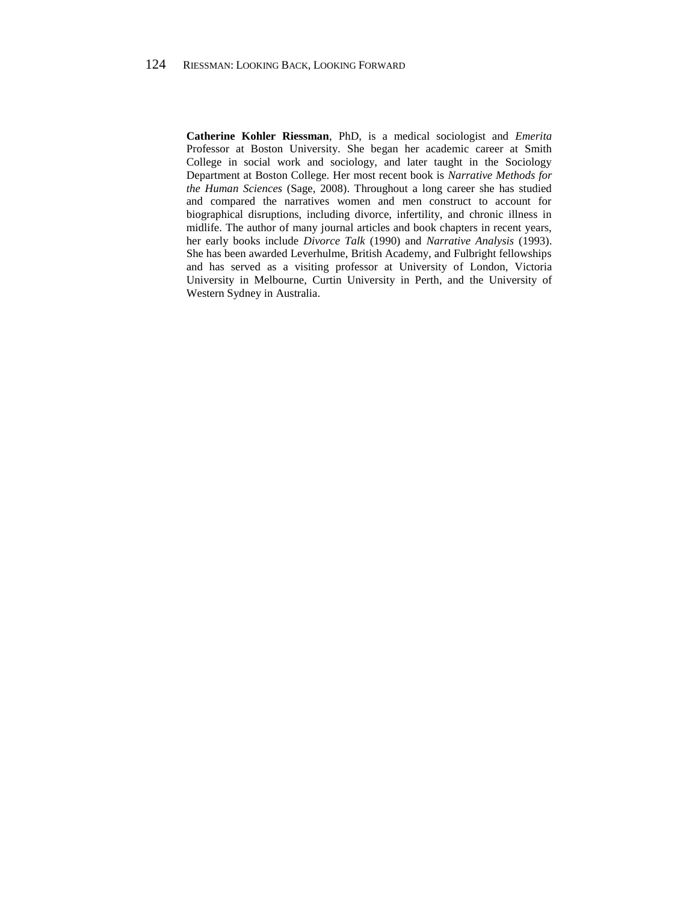**Catherine Kohler Riessman**, PhD, is a medical sociologist and *Emerita* Professor at Boston University. She began her academic career at Smith College in social work and sociology, and later taught in the Sociology Department at Boston College. Her most recent book is *Narrative Methods for the Human Sciences* (Sage, 2008). Throughout a long career she has studied and compared the narratives women and men construct to account for biographical disruptions, including divorce, infertility, and chronic illness in midlife. The author of many journal articles and book chapters in recent years, her early books include *Divorce Talk* (1990) and *Narrative Analysis* (1993). She has been awarded Leverhulme, British Academy, and Fulbright fellowships and has served as a visiting professor at University of London, Victoria University in Melbourne, Curtin University in Perth, and the University of Western Sydney in Australia.